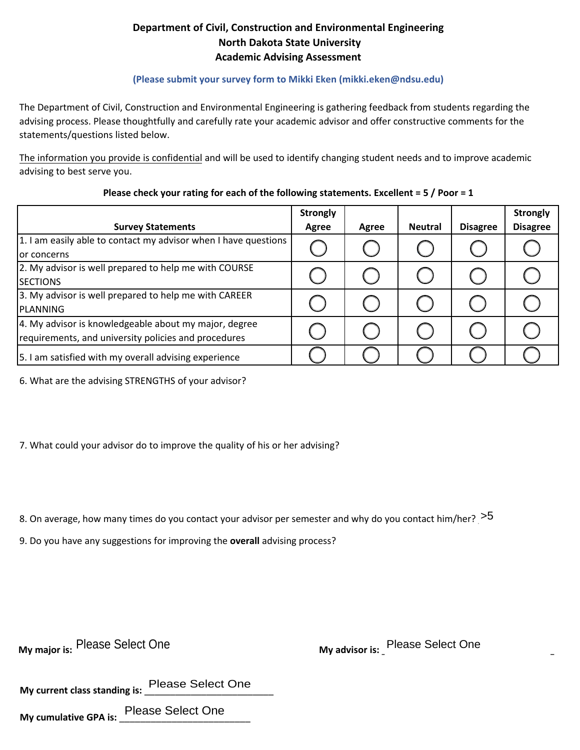**Department of Civil, Construction and Environmental Engineering**
**North Dakota State University**
**Academic Advising Assessment**

**(Please submit your survey form to Mikki Eken (mikki.eken@ndsu.edu)**

The Department of Civil, Construction and Environmental Engineering is gathering feedback from students regarding the advising process. Please thoughtfully and carefully rate your academic advisor and offer constructive comments for the statements/questions listed below.

The information you provide is confidential and will be used to identify changing student needs and to improve academic advising to best serve you.

**Please check your rating for each of the following statements. Excellent = 5 / Poor = 1**

| Survey Statements | Strongly Agree | Agree | Neutral | Disagree | Strongly Disagree |
|---|---|---|---|---|---|
| 1. I am easily able to contact my advisor when I have questions or concerns | ◯ | ◯ | ◯ | ◯ | ◯ |
| 2. My advisor is well prepared to help me with COURSE SECTIONS | ◯ | ◯ | ◯ | ◯ | ◯ |
| 3. My advisor is well prepared to help me with CAREER PLANNING | ◯ | ◯ | ◯ | ◯ | ◯ |
| 4. My advisor is knowledgeable about my major, degree requirements, and university policies and procedures | ◯ | ◯ | ◯ | ◯ | ◯ |
| 5. I am satisfied with my overall advising experience | ◯ | ◯ | ◯ | ◯ | ◯ |

6. What are the advising STRENGTHS of your advisor?

7. What could your advisor do to improve the quality of his or her advising?

8. On average, how many times do you contact your advisor per semester and why do you contact him/her? >5

9. Do you have any suggestions for improving the **overall** advising process?

**My major is:** Please Select One

**My advisor is:** Please Select One

**My current class standing is:** Please Select One

**My cumulative GPA is:** Please Select One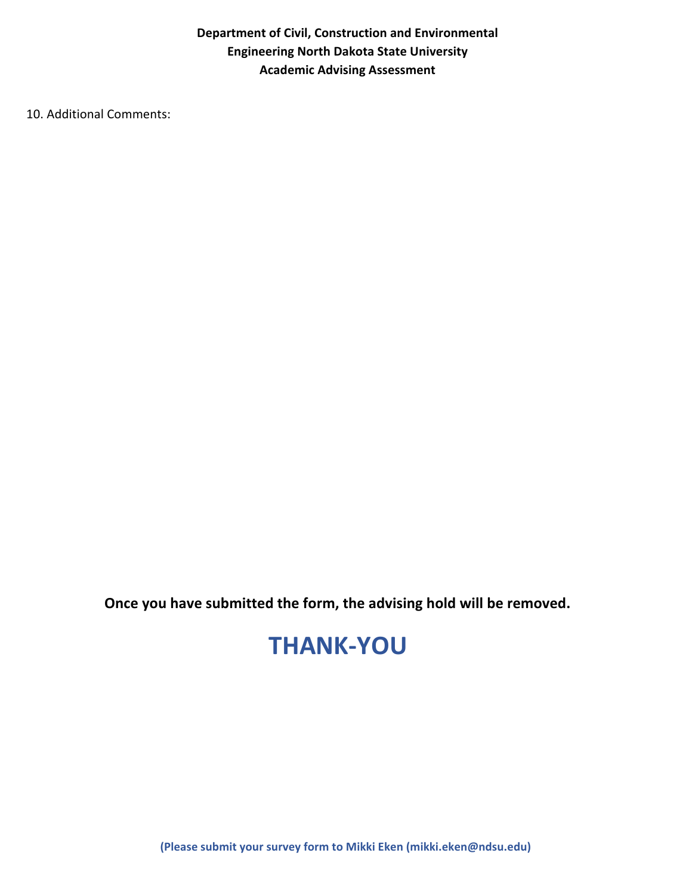**Department of Civil, Construction and Environmental Engineering North Dakota State University**
**Academic Advising Assessment**

10. Additional Comments:

**Once you have submitted the form, the advising hold will be removed.**

# THANK-YOU

**(Please submit your survey form to Mikki Eken (mikki.eken@ndsu.edu)**